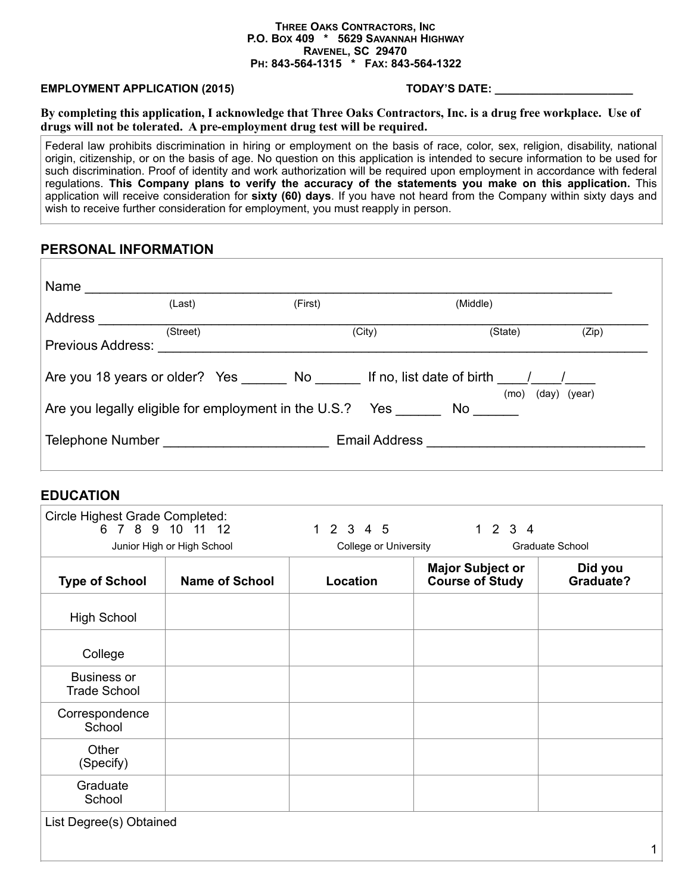**THREE OAKS CONTRACTORS, INC**
**P.O. BOX 409 * 5629 SAVANNAH HIGHWAY**
**RAVENEL, SC 29470**
**PH: 843-564-1315 * FAX: 843-564-1322**

**EMPLOYMENT APPLICATION (2015)** **TODAY'S DATE: ______________________**

**By completing this application, I acknowledge that Three Oaks Contractors, Inc. is a drug free workplace. Use of drugs will not be tolerated. A pre-employment drug test will be required.**

Federal law prohibits discrimination in hiring or employment on the basis of race, color, sex, religion, disability, national origin, citizenship, or on the basis of age. No question on this application is intended to secure information to be used for such discrimination. Proof of identity and work authorization will be required upon employment in accordance with federal regulations. **This Company plans to verify the accuracy of the statements you make on this application.** This application will receive consideration for **sixty (60) days**. If you have not heard from the Company within sixty days and wish to receive further consideration for employment, you must reapply in person.

## PERSONAL INFORMATION

Name ________________________________________________________________________
(Last) (First) (Middle)

Address _______________________________________________________________________
(Street) (City) (State) (Zip)

Previous Address: _______________________________________________________________

Are you 18 years or older? Yes ______ No ______ If no, list date of birth ____/____/____
(mo) (day) (year)

Are you legally eligible for employment in the U.S.? Yes ______ No ______

Telephone Number ______________________ Email Address ______________________________

## EDUCATION

Circle Highest Grade Completed:

| Junior High or High School | College or University | Graduate School |
|---|---|---|
| 6 7 8 9 10 11 12 | 1 2 3 4 5 | 1 2 3 4 |

| Type of School | Name of School | Location | Major Subject or Course of Study | Did you Graduate? |
|---|---|---|---|---|
| High School | | | | |
| College | | | | |
| Business or Trade School | | | | |
| Correspondence School | | | | |
| Other (Specify) | | | | |
| Graduate School | | | | |

List Degree(s) Obtained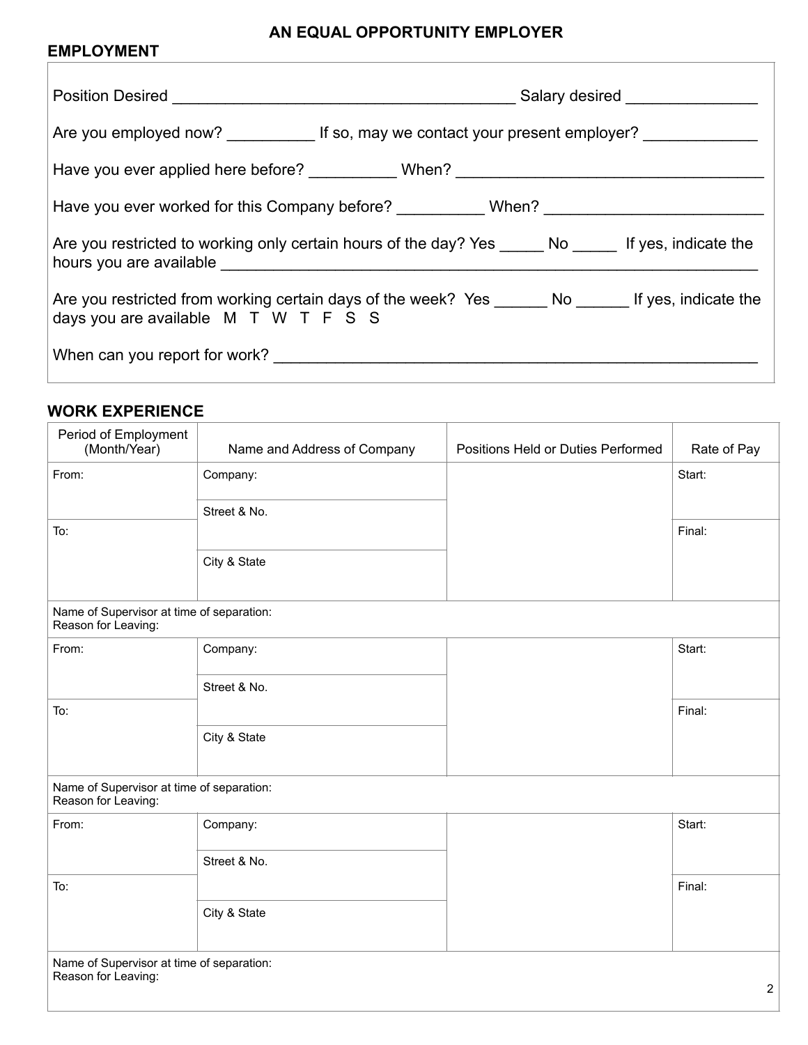**AN EQUAL OPPORTUNITY EMPLOYER**

## EMPLOYMENT

Position Desired ______________________________________ Salary desired ______________

Are you employed now? _________ If so, may we contact your present employer? ____________

Have you ever applied here before? _________ When? _________________________________

Have you ever worked for this Company before? _________ When? ________________________

Are you restricted to working only certain hours of the day? Yes _____ No _____ If yes, indicate the hours you are available ______________________________________________________________

Are you restricted from working certain days of the week? Yes ______ No ______ If yes, indicate the days you are available M T W T F S S

When can you report for work? ______________________________________________________

## WORK EXPERIENCE

| Period of Employment (Month/Year) | Name and Address of Company | Positions Held or Duties Performed | Rate of Pay |
|---|---|---|---|
| From: | Company: | | Start: |
| | Street & No. | | |
| To: | | | Final: |
| | City & State | | |
| Name of Supervisor at time of separation:<br>Reason for Leaving: | | | |
| From: | Company: | | Start: |
| | Street & No. | | |
| To: | | | Final: |
| | City & State | | |
| Name of Supervisor at time of separation:<br>Reason for Leaving: | | | |
| From: | Company: | | Start: |
| | Street & No. | | |
| To: | | | Final: |
| | City & State | | |
| Name of Supervisor at time of separation:<br>Reason for Leaving: | | | |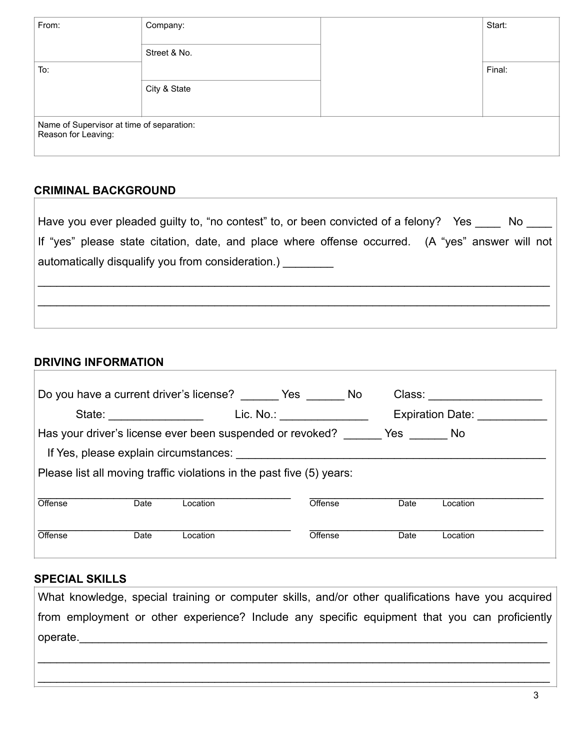| From: | Company: | | Start: |
|---|---|---|---|
| | Street & No. | | |
| To: | | | Final: |
| | City & State | | |
| Name of Supervisor at time of separation:<br>Reason for Leaving: | | | |

## CRIMINAL BACKGROUND

Have you ever pleaded guilty to, "no contest" to, or been convicted of a felony? Yes ____ No ____

If "yes" please state citation, date, and place where offense occurred. (A "yes" answer will not automatically disqualify you from consideration.) ________

______________________________________________________________________________

______________________________________________________________________________

## DRIVING INFORMATION

Do you have a current driver's license? ______ Yes ______ No Class: __________________

State: _______________ Lic. No.: ______________ Expiration Date: ___________

Has your driver's license ever been suspended or revoked? ______ Yes ______ No

If Yes, please explain circumstances: __________________________________________________

Please list all moving traffic violations in the past five (5) years:

| Offense | Date | Location | Offense | Date | Location |
|---|---|---|---|---|---|
| | | | | | |
| | | | | | |

## SPECIAL SKILLS

What knowledge, special training or computer skills, and/or other qualifications have you acquired from employment or other experience? Include any specific equipment that you can proficiently operate.________________________________________________________________________

______________________________________________________________________________

______________________________________________________________________________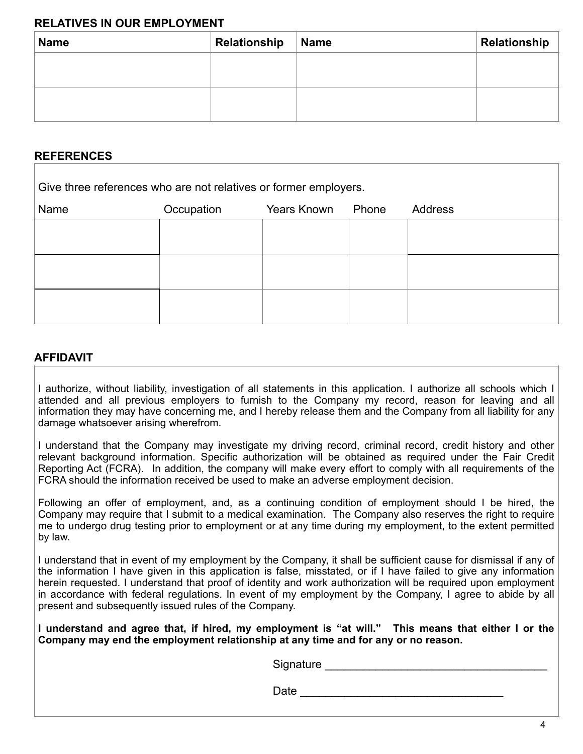## RELATIVES IN OUR EMPLOYMENT

| Name | Relationship | Name | Relationship |
|---|---|---|---|
| | | | |
| | | | |

## REFERENCES

Give three references who are not relatives or former employers.

| Name | Occupation | Years Known | Phone | Address |
|---|---|---|---|---|
| | | | | |
| | | | | |
| | | | | |

## AFFIDAVIT

I authorize, without liability, investigation of all statements in this application. I authorize all schools which I attended and all previous employers to furnish to the Company my record, reason for leaving and all information they may have concerning me, and I hereby release them and the Company from all liability for any damage whatsoever arising wherefrom.

I understand that the Company may investigate my driving record, criminal record, credit history and other relevant background information. Specific authorization will be obtained as required under the Fair Credit Reporting Act (FCRA). In addition, the company will make every effort to comply with all requirements of the FCRA should the information received be used to make an adverse employment decision.

Following an offer of employment, and, as a continuing condition of employment should I be hired, the Company may require that I submit to a medical examination. The Company also reserves the right to require me to undergo drug testing prior to employment or at any time during my employment, to the extent permitted by law.

I understand that in event of my employment by the Company, it shall be sufficient cause for dismissal if any of the information I have given in this application is false, misstated, or if I have failed to give any information herein requested. I understand that proof of identity and work authorization will be required upon employment in accordance with federal regulations. In event of my employment by the Company, I agree to abide by all present and subsequently issued rules of the Company.

**I understand and agree that, if hired, my employment is "at will." This means that either I or the Company may end the employment relationship at any time and for any or no reason.**

Signature ___________________________________

Date _______________________________